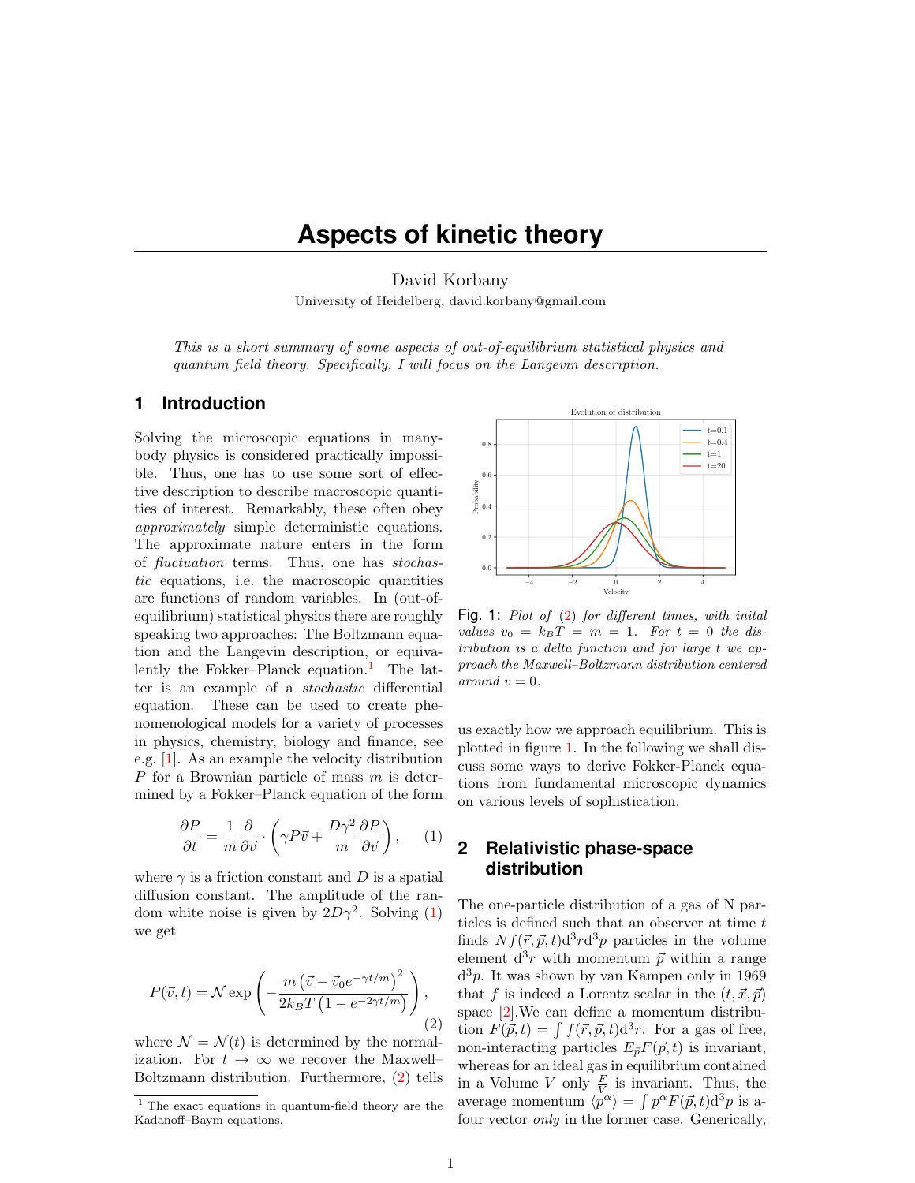# Aspects of kinetic theory

David Korbany

University of Heidelberg, david.korbany@gmail.com

*This is a short summary of some aspects of out-of-equilibrium statistical physics and quantum field theory. Specifically, I will focus on the Langevin description.*

## 1 Introduction

Solving the microscopic equations in many-body physics is considered practically impossible. Thus, one has to use some sort of effective description to describe macroscopic quantities of interest. Remarkably, these often obey *approximately* simple deterministic equations. The approximate nature enters in the form of *fluctuation* terms. Thus, one has *stochastic* equations, i.e. the macroscopic quantities are functions of random variables. In (out-of-equilibrium) statistical physics there are roughly speaking two approaches: The Boltzmann equation and the Langevin description, or equivalently the Fokker–Planck equation.[1] The latter is an example of a *stochastic* differential equation. These can be used to create phenomenological models for a variety of processes in physics, chemistry, biology and finance, see e.g. [1]. As an example the velocity distribution $P$ for a Brownian particle of mass $m$ is determined by a Fokker–Planck equation of the form

$$\frac{\partial P}{\partial t} = \frac{1}{m}\frac{\partial}{\partial \vec{v}} \cdot \left(\gamma P \vec{v} + \frac{D\gamma^2}{m}\frac{\partial P}{\partial \vec{v}}\right), \tag{1}$$

where $\gamma$ is a friction constant and $D$ is a spatial diffusion constant. The amplitude of the random white noise is given by $2D\gamma^2$. Solving (1) we get

$$P(\vec{v},t) = \mathcal{N} \exp\left(-\frac{m\left(\vec{v}-\vec{v}_0 e^{-\gamma t/m}\right)^2}{2k_B T\left(1-e^{-2\gamma t/m}\right)}\right), \tag{2}$$

where $\mathcal{N} = \mathcal{N}(t)$ is determined by the normalization. For $t \to \infty$ we recover the Maxwell–Boltzmann distribution. Furthermore, (2) tells us exactly how we approach equilibrium. This is plotted in figure 1. In the following we shall discuss some ways to derive Fokker-Planck equations from fundamental microscopic dynamics on various levels of sophistication.

Fig. 1: *Plot of (2) for different times, with inital values $v_0 = k_B T = m = 1$. For $t = 0$ the distribution is a delta function and for large $t$ we approach the Maxwell–Boltzmann distribution centered around $v = 0$.*

## 2 Relativistic phase-space distribution

The one-particle distribution of a gas of N particles is defined such that an observer at time $t$ finds $N f(\vec{r},\vec{p},t)\mathrm{d}^3r\mathrm{d}^3p$ particles in the volume element $\mathrm{d}^3r$ with momentum $\vec{p}$ within a range $\mathrm{d}^3p$. It was shown by van Kampen only in 1969 that $f$ is indeed a Lorentz scalar in the $(t,\vec{x},\vec{p})$ space [2].We can define a momentum distribution $F(\vec{p},t) = \int f(\vec{r},\vec{p},t)\mathrm{d}^3r$. For a gas of free, non-interacting particles $E_{\vec{p}}F(\vec{p},t)$ is invariant, whereas for an ideal gas in equilibrium contained in a Volume $V$ only $\frac{F}{V}$ is invariant. Thus, the average momentum $\langle p^\alpha\rangle = \int p^\alpha F(\vec{p},t)\mathrm{d}^3p$ is a four vector *only* in the former case. Generically,

[1] The exact equations in quantum-field theory are the Kadanoff–Baym equations.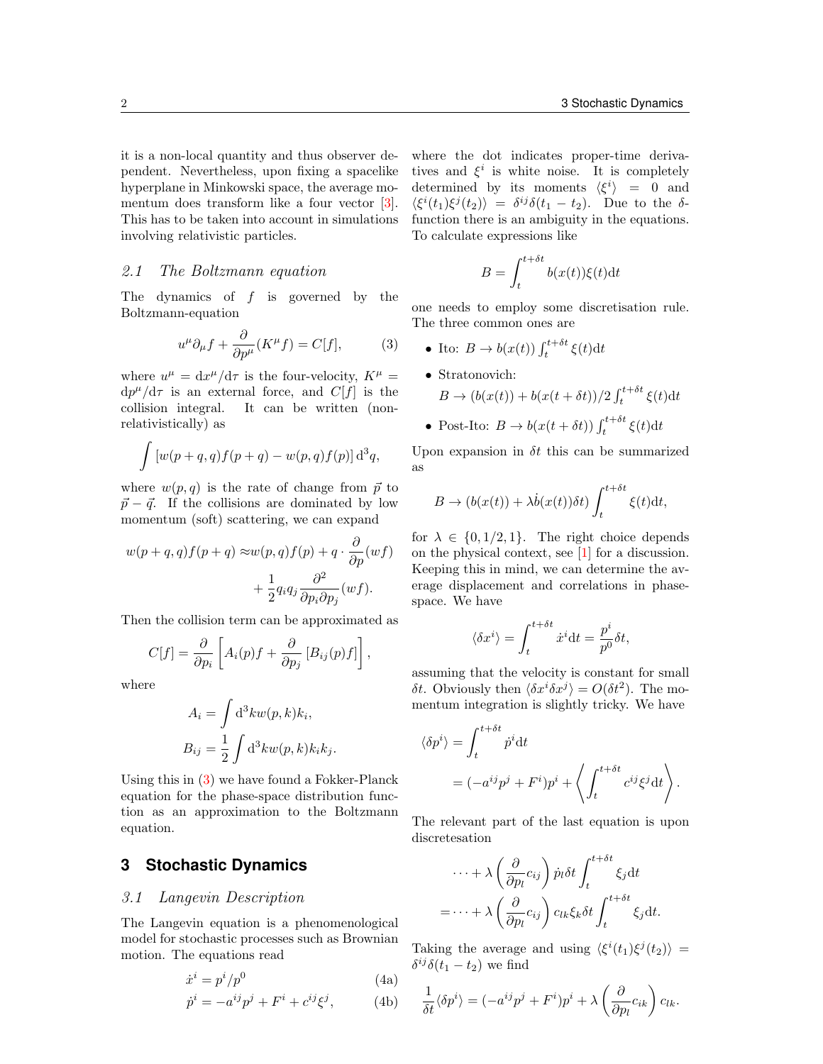it is a non-local quantity and thus observer dependent. Nevertheless, upon fixing a spacelike hyperplane in Minkowski space, the average momentum does transform like a four vector [3]. This has to be taken into account in simulations involving relativistic particles.

### *2.1 The Boltzmann equation*

The dynamics of $f$ is governed by the Boltzmann-equation

$$u^\mu \partial_\mu f + \frac{\partial}{\partial p^\mu}(K^\mu f) = C[f], \tag{3}$$

where $u^\mu = \mathrm{d}x^\mu/\mathrm{d}\tau$ is the four-velocity, $K^\mu = \mathrm{d}p^\mu/\mathrm{d}\tau$ is an external force, and $C[f]$ is the collision integral. It can be written (non-relativistically) as

$$\int [w(p+q,q)f(p+q) - w(p,q)f(p)]\,\mathrm{d}^3q,$$

where $w(p,q)$ is the rate of change from $\vec{p}$ to $\vec{p}-\vec{q}$. If the collisions are dominated by low momentum (soft) scattering, we can expand

$$w(p+q,q)f(p+q) \approx w(p,q)f(p) + q\cdot\frac{\partial}{\partial p}(wf) + \frac{1}{2}q_i q_j \frac{\partial^2}{\partial p_i \partial p_j}(wf).$$

Then the collision term can be approximated as

$$C[f] = \frac{\partial}{\partial p_i}\left[A_i(p)f + \frac{\partial}{\partial p_j}\left[B_{ij}(p)f\right]\right],$$

where

$$A_i = \int \mathrm{d}^3k\, w(p,k)k_i,$$
$$B_{ij} = \frac{1}{2}\int \mathrm{d}^3k\, w(p,k)k_i k_j.$$

Using this in (3) we have found a Fokker-Planck equation for the phase-space distribution function as an approximation to the Boltzmann equation.

## 3 Stochastic Dynamics

### *3.1 Langevin Description*

The Langevin equation is a phenomenological model for stochastic processes such as Brownian motion. The equations read

$$\dot{x}^i = p^i/p^0 \tag{4a}$$
$$\dot{p}^i = -a^{ij}p^j + F^i + c^{ij}\xi^j, \tag{4b}$$

where the dot indicates proper-time derivatives and $\xi^i$ is white noise. It is completely determined by its moments $\langle \xi^i \rangle = 0$ and $\langle \xi^i(t_1)\xi^j(t_2)\rangle = \delta^{ij}\delta(t_1-t_2)$. Due to the $\delta$-function there is an ambiguity in the equations. To calculate expressions like

$$B = \int_t^{t+\delta t} b(x(t))\xi(t)\mathrm{d}t$$

one needs to employ some discretisation rule. The three common ones are

- Ito: $B \to b(x(t))\int_t^{t+\delta t}\xi(t)\mathrm{d}t$
- Stratonovich: $B \to (b(x(t)) + b(x(t+\delta t))/2\int_t^{t+\delta t}\xi(t)\mathrm{d}t$
- Post-Ito: $B \to b(x(t+\delta t))\int_t^{t+\delta t}\xi(t)\mathrm{d}t$

Upon expansion in $\delta t$ this can be summarized as

$$B \to (b(x(t)) + \lambda\dot{b}(x(t))\delta t)\int_t^{t+\delta t}\xi(t)\mathrm{d}t,$$

for $\lambda \in \{0, 1/2, 1\}$. The right choice depends on the physical context, see [1] for a discussion. Keeping this in mind, we can determine the average displacement and correlations in phase-space. We have

$$\langle \delta x^i \rangle = \int_t^{t+\delta t}\dot{x}^i\mathrm{d}t = \frac{p^i}{p^0}\delta t,$$

assuming that the velocity is constant for small $\delta t$. Obviously then $\langle \delta x^i \delta x^j\rangle = O(\delta t^2)$. The momentum integration is slightly tricky. We have

$$\begin{aligned}\langle \delta p^i \rangle &= \int_t^{t+\delta t}\dot{p}^i\mathrm{d}t \\ &= (-a^{ij}p^j + F^i)p^i + \left\langle \int_t^{t+\delta t} c^{ij}\xi^j\mathrm{d}t\right\rangle.\end{aligned}$$

The relevant part of the last equation is upon discretesation

$$\begin{aligned}&\cdots + \lambda\left(\frac{\partial}{\partial p_l}c_{ij}\right)\dot{p}_l\delta t\int_t^{t+\delta t}\xi_j\mathrm{d}t \\ =&\cdots + \lambda\left(\frac{\partial}{\partial p_l}c_{ij}\right)c_{lk}\xi_k\delta t\int_t^{t+\delta t}\xi_j\mathrm{d}t.\end{aligned}$$

Taking the average and using $\langle \xi^i(t_1)\xi^j(t_2)\rangle = \delta^{ij}\delta(t_1-t_2)$ we find

$$\frac{1}{\delta t}\langle \delta p^i\rangle = (-a^{ij}p^j + F^i)p^i + \lambda\left(\frac{\partial}{\partial p_l}c_{ik}\right)c_{lk}.$$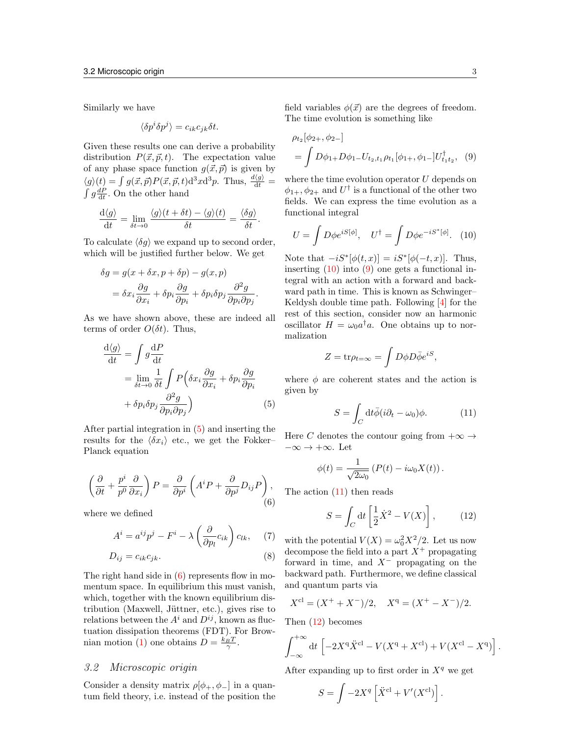Similarly we have

$$\langle \delta p^i \delta p^j \rangle = c_{ik} c_{jk} \delta t.$$

Given these results one can derive a probability distribution $P(\vec{x}, \vec{p}, t)$. The expectation value of any phase space function $g(\vec{x}, \vec{p})$ is given by $\langle g \rangle(t) = \int g(\vec{x}, \vec{p}) P(\vec{x}, \vec{p}, t) \mathrm{d}^3x \mathrm{d}^3p$. Thus, $\frac{d\langle g \rangle}{\mathrm{d}t} = \int g \frac{dP}{\mathrm{d}t}$. On the other hand

$$\frac{\mathrm{d}\langle g \rangle}{\mathrm{d}t} = \lim_{\delta t \to 0} \frac{\langle g \rangle(t + \delta t) - \langle g \rangle(t)}{\delta t} = \frac{\langle \delta g \rangle}{\delta t}.$$

To calculate $\langle \delta g \rangle$ we expand up to second order, which will be justified further below. We get

$$\begin{aligned}
\delta g &= g(x + \delta x, p + \delta p) - g(x, p) \\
&= \delta x_i \frac{\partial g}{\partial x_i} + \delta p_i \frac{\partial g}{\partial p_i} + \delta p_i \delta p_j \frac{\partial^2 g}{\partial p_i \partial p_j}.
\end{aligned}$$

As we have shown above, these are indeed all terms of order $O(\delta t)$. Thus,

$$\begin{aligned}
\frac{\mathrm{d}\langle g \rangle}{\mathrm{d}t} &= \int g \frac{\mathrm{d}P}{\mathrm{d}t} \\
&= \lim_{\delta t \to 0} \frac{1}{\delta t} \int P \Big( \delta x_i \frac{\partial g}{\partial x_i} + \delta p_i \frac{\partial g}{\partial p_i} \\
&\quad + \delta p_i \delta p_j \frac{\partial^2 g}{\partial p_i \partial p_j} \Big) \qquad (5)
\end{aligned}$$

After partial integration in (5) and inserting the results for the $\langle \delta x_i \rangle$ etc., we get the Fokker–Planck equation

$$\left( \frac{\partial}{\partial t} + \frac{p^i}{p^0} \frac{\partial}{\partial x_i} \right) P = \frac{\partial}{\partial p^i} \left( A^i P + \frac{\partial}{\partial p^j} D_{ij} P \right), \tag{6}$$

where we defined

$$A^i = a^{ij} p^j - F^i - \lambda \left( \frac{\partial}{\partial p_l} c_{ik} \right) c_{lk}, \tag{7}$$

$$D_{ij} = c_{ik} c_{jk}. \tag{8}$$

The right hand side in (6) represents flow in momentum space. In equilibrium this must vanish, which, together with the known equilibrium distribution (Maxwell, Jüttner, etc.), gives rise to relations between the $A^i$ and $D^{ij}$, known as fluctuation dissipation theorems (FDT). For Brownian motion (1) one obtains $D = \frac{k_B T}{\gamma}$.

### 3.2 *Microscopic origin*

Consider a density matrix $\rho[\phi_+, \phi_-]$ in a quantum field theory, i.e. instead of the position the field variables $\phi(\vec{x})$ are the degrees of freedom. The time evolution is something like

$$\begin{aligned}
&\rho_{t_2}[\phi_{2+}, \phi_{2-}] \\
&= \int D\phi_{1+} D\phi_{1-} U_{t_2, t_1} \rho_{t_1}[\phi_{1+}, \phi_{1-}] U^\dagger_{t_1 t_2}, \qquad (9)
\end{aligned}$$

where the time evolution operator $U$ depends on $\phi_{1+}, \phi_{2+}$ and $U^\dagger$ is a functional of the other two fields. We can express the time evolution as a functional integral

$$U = \int D\phi e^{iS[\phi]}, \quad U^\dagger = \int D\phi e^{-iS^*[\phi]}. \tag{10}$$

Note that $-iS^*[\phi(t, x)] = iS^*[\phi(-t, x)]$. Thus, inserting (10) into (9) one gets a functional integral with an action with a forward and backward path in time. This is known as Schwinger–Keldysh double time path. Following [4] for the rest of this section, consider now an harmonic oscillator $H = \omega_0 a^\dagger a$. One obtains up to normalization

$$Z = \mathrm{tr} \rho_{t=\infty} = \int D\phi D\bar{\phi} e^{iS},$$

where $\phi$ are coherent states and the action is given by

$$S = \int_C \mathrm{d}t \bar{\phi}(i\partial_t - \omega_0)\phi. \tag{11}$$

Here $C$ denotes the contour going from $+\infty \to -\infty \to +\infty$. Let

$$\phi(t) = \frac{1}{\sqrt{2\omega_0}} \left( P(t) - i\omega_0 X(t) \right).$$

The action (11) then reads

$$S = \int_C \mathrm{d}t \left[ \frac{1}{2} \dot{X}^2 - V(X) \right], \tag{12}$$

with the potential $V(X) = \omega_0^2 X^2/2$. Let us now decompose the field into a part $X^+$ propagating forward in time, and $X^-$ propagating on the backward path. Furthermore, we define classical and quantum parts via

$$X^{\mathrm{cl}} = (X^+ + X^-)/2, \quad X^{\mathrm{q}} = (X^+ - X^-)/2.$$

Then (12) becomes

$$\int_{-\infty}^{+\infty} \mathrm{d}t \left[ -2X^{\mathrm{q}} \ddot{X}^{\mathrm{cl}} - V(X^{\mathrm{q}} + X^{\mathrm{cl}}) + V(X^{\mathrm{cl}} - X^{\mathrm{q}}) \right].$$

After expanding up to first order in $X^q$ we get

$$S = \int -2X^q \left[ \ddot{X}^{\mathrm{cl}} + V'(X^{\mathrm{cl}}) \right].$$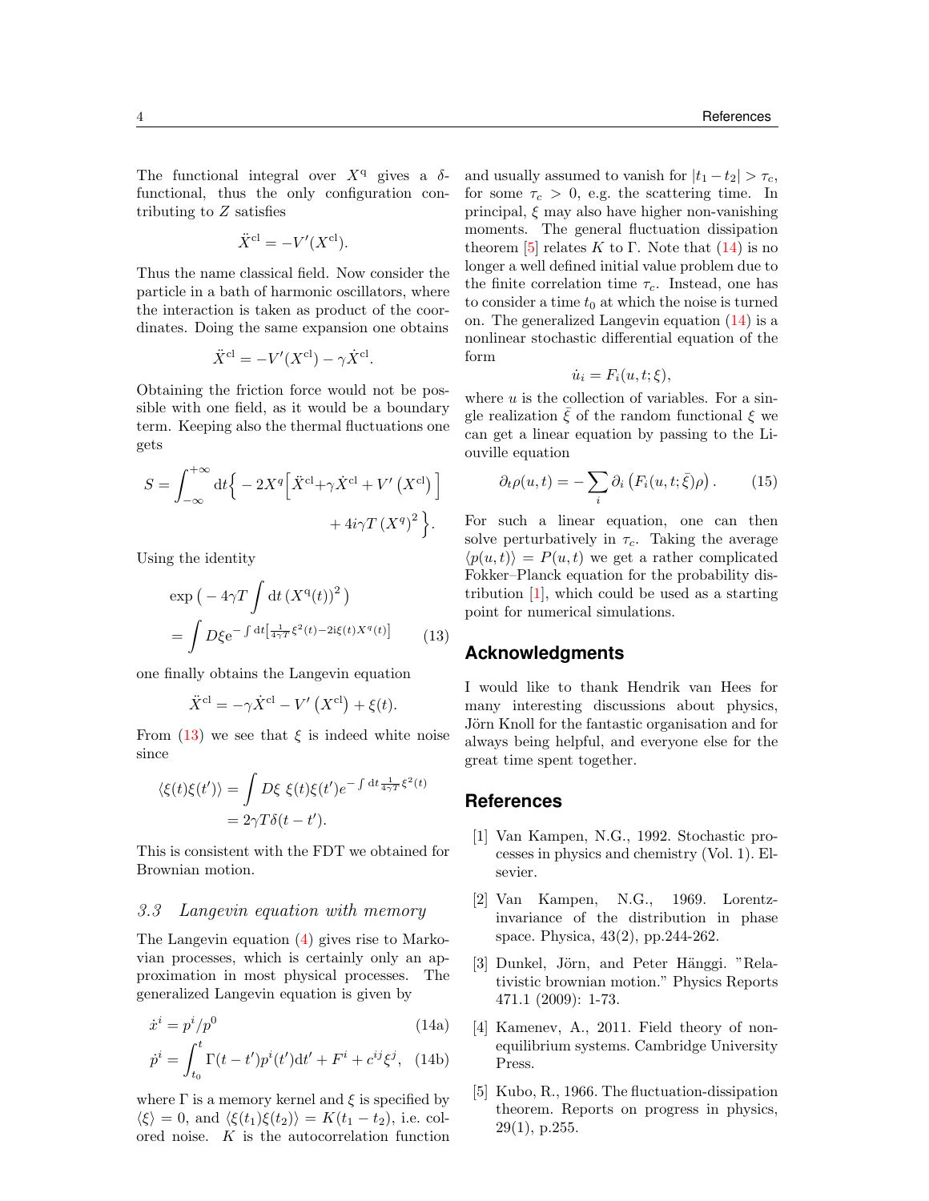The functional integral over $X^{\mathrm{q}}$ gives a $\delta$-functional, thus the only configuration contributing to $Z$ satisfies

$$\ddot{X}^{\mathrm{cl}} = -V'(X^{\mathrm{cl}}).$$

Thus the name classical field. Now consider the particle in a bath of harmonic oscillators, where the interaction is taken as product of the coordinates. Doing the same expansion one obtains

$$\ddot{X}^{\mathrm{cl}} = -V'(X^{\mathrm{cl}}) - \gamma \dot{X}^{\mathrm{cl}}.$$

Obtaining the friction force would not be possible with one field, as it would be a boundary term. Keeping also the thermal fluctuations one gets

$$S = \int_{-\infty}^{+\infty} \mathrm{d}t \Big\{ -2X^q \Big[ \ddot{X}^{\mathrm{cl}} + \gamma \dot{X}^{\mathrm{cl}} + V'\left(X^{\mathrm{cl}}\right) \Big] + 4i\gamma T \left(X^q\right)^2 \Big\}.$$

Using the identity

$$\exp\Big( -4\gamma T \int \mathrm{d}t \left(X^{\mathrm{q}}(t)\right)^2 \Big) = \int D\xi \mathrm{e}^{-\int \mathrm{d}t \left[\frac{1}{4\gamma T}\xi^2(t) - 2\mathrm{i}\xi(t) X^q(t)\right]} \tag{13}$$

one finally obtains the Langevin equation

$$\ddot{X}^{\mathrm{cl}} = -\gamma \dot{X}^{\mathrm{cl}} - V'\left(X^{\mathrm{cl}}\right) + \xi(t).$$

From (13) we see that $\xi$ is indeed white noise since

$$\langle \xi(t)\xi(t')\rangle = \int D\xi \; \xi(t)\xi(t') e^{-\int \mathrm{d}t \frac{1}{4\gamma T}\xi^2(t)} = 2\gamma T \delta(t-t').$$

This is consistent with the FDT we obtained for Brownian motion.

### *3.3 Langevin equation with memory*

The Langevin equation (4) gives rise to Markovian processes, which is certainly only an approximation in most physical processes. The generalized Langevin equation is given by

$$\dot{x}^i = p^i/p^0 \tag{14a}$$

$$\dot{p}^i = \int_{t_0}^{t} \Gamma(t-t') p^i(t') \mathrm{d}t' + F^i + c^{ij}\xi^j, \tag{14b}$$

where $\Gamma$ is a memory kernel and $\xi$ is specified by $\langle \xi \rangle = 0$, and $\langle \xi(t_1)\xi(t_2)\rangle = K(t_1 - t_2)$, i.e. colored noise. $K$ is the autocorrelation function and usually assumed to vanish for $|t_1 - t_2| > \tau_c$, for some $\tau_c > 0$, e.g. the scattering time. In principal, $\xi$ may also have higher non-vanishing moments. The general fluctuation dissipation theorem [5] relates $K$ to $\Gamma$. Note that (14) is no longer a well defined initial value problem due to the finite correlation time $\tau_c$. Instead, one has to consider a time $t_0$ at which the noise is turned on. The generalized Langevin equation (14) is a nonlinear stochastic differential equation of the form

$$\dot{u}_i = F_i(u, t; \xi),$$

where $u$ is the collection of variables. For a single realization $\bar{\xi}$ of the random functional $\xi$ we can get a linear equation by passing to the Liouville equation

$$\partial_t \rho(u,t) = -\sum_i \partial_i \left(F_i(u,t;\bar{\xi})\rho\right). \tag{15}$$

For such a linear equation, one can then solve perturbatively in $\tau_c$. Taking the average $\langle p(u,t)\rangle = P(u,t)$ we get a rather complicated Fokker–Planck equation for the probability distribution [1], which could be used as a starting point for numerical simulations.

## Acknowledgments

I would like to thank Hendrik van Hees for many interesting discussions about physics, Jörn Knoll for the fantastic organisation and for always being helpful, and everyone else for the great time spent together.

## References

[1] Van Kampen, N.G., 1992. Stochastic processes in physics and chemistry (Vol. 1). Elsevier.

[2] Van Kampen, N.G., 1969. Lorentz-invariance of the distribution in phase space. Physica, 43(2), pp.244-262.

[3] Dunkel, Jörn, and Peter Hänggi. "Relativistic brownian motion." Physics Reports 471.1 (2009): 1-73.

[4] Kamenev, A., 2011. Field theory of non-equilibrium systems. Cambridge University Press.

[5] Kubo, R., 1966. The fluctuation-dissipation theorem. Reports on progress in physics, 29(1), p.255.